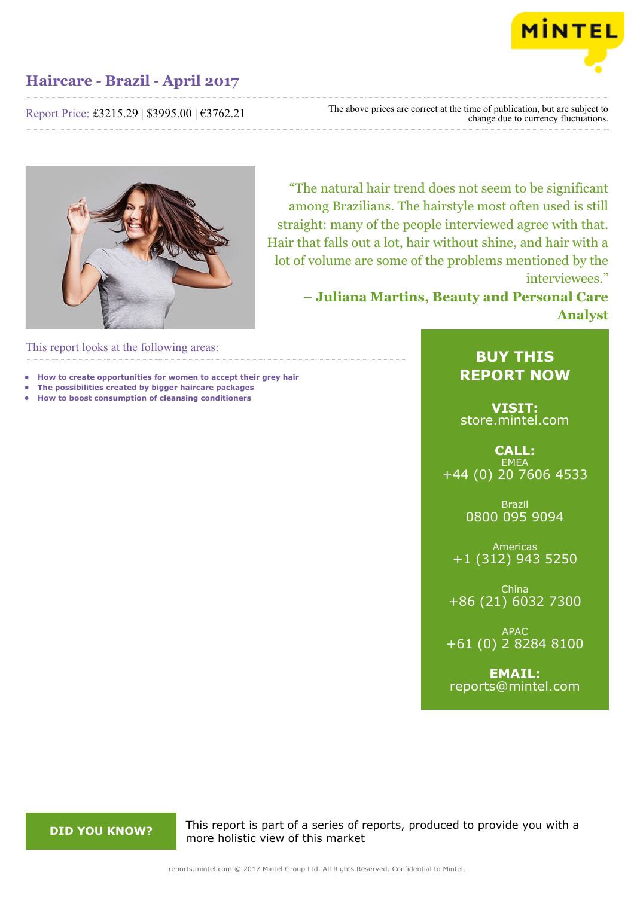# Haircare - Brazil - April 2017

Report Price: £3215.29 | $3995.00 | €3762.21

The above prices are correct at the time of publication, but are subject to change due to currency fluctuations.

"The natural hair trend does not seem to be significant among Brazilians. The hairstyle most often used is still straight: many of the people interviewed agree with that. Hair that falls out a lot, hair without shine, and hair with a lot of volume are some of the problems mentioned by the interviewees."

**– Juliana Martins, Beauty and Personal Care Analyst**

This report looks at the following areas:

- **How to create opportunities for women to accept their grey hair**
- **The possibilities created by bigger haircare packages**
- **How to boost consumption of cleansing conditioners**

## BUY THIS REPORT NOW

**VISIT:**
store.mintel.com

**CALL:**

EMEA
+44 (0) 20 7606 4533

Brazil
0800 095 9094

Americas
+1 (312) 943 5250

China
+86 (21) 6032 7300

APAC
+61 (0) 2 8284 8100

**EMAIL:**
reports@mintel.com

**DID YOU KNOW?**

This report is part of a series of reports, produced to provide you with a more holistic view of this market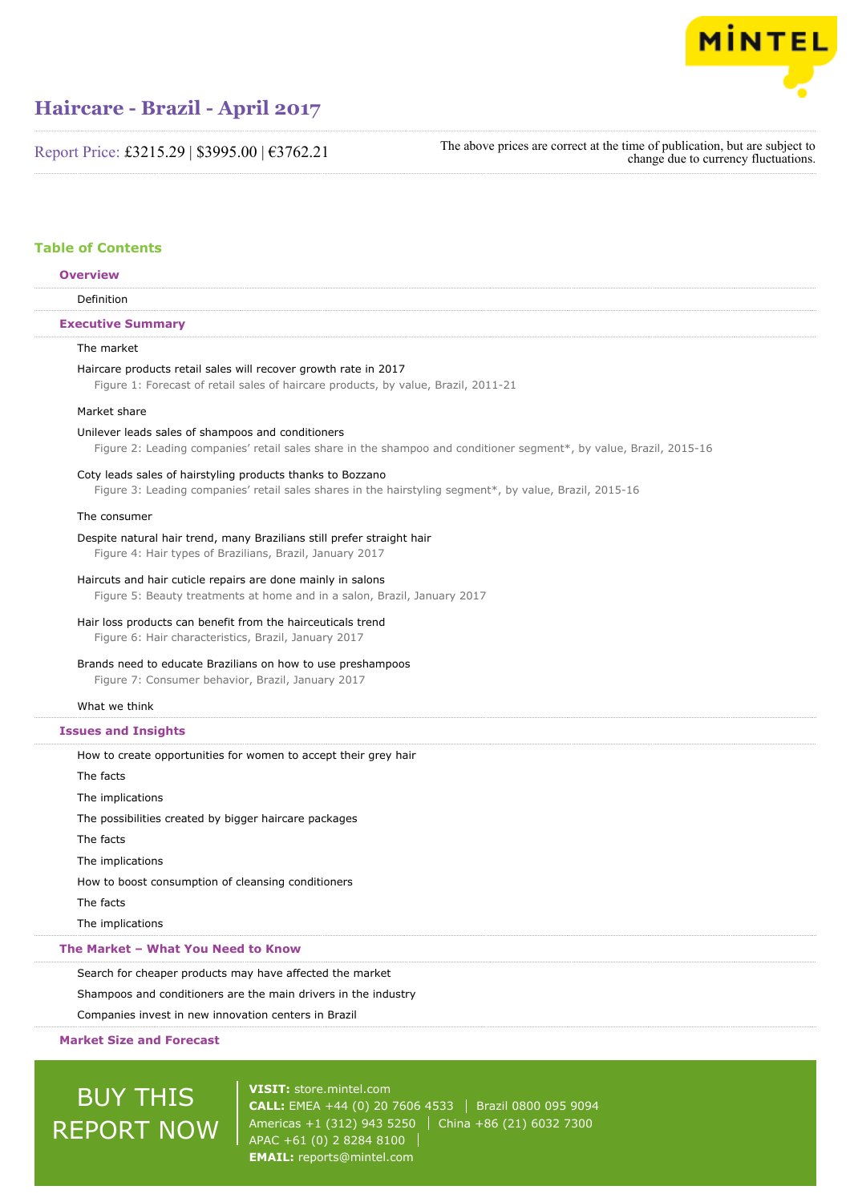# Haircare - Brazil - April 2017

Report Price: £3215.29 | $3995.00 | €3762.21

The above prices are correct at the time of publication, but are subject to change due to currency fluctuations.

## Table of Contents

### Overview

Definition

### Executive Summary

The market

Haircare products retail sales will recover growth rate in 2017

Figure 1: Forecast of retail sales of haircare products, by value, Brazil, 2011-21

Market share

Unilever leads sales of shampoos and conditioners

Figure 2: Leading companies' retail sales share in the shampoo and conditioner segment*, by value, Brazil, 2015-16

Coty leads sales of hairstyling products thanks to Bozzano

Figure 3: Leading companies' retail sales shares in the hairstyling segment*, by value, Brazil, 2015-16

The consumer

Despite natural hair trend, many Brazilians still prefer straight hair

Figure 4: Hair types of Brazilians, Brazil, January 2017

Haircuts and hair cuticle repairs are done mainly in salons

Figure 5: Beauty treatments at home and in a salon, Brazil, January 2017

Hair loss products can benefit from the hairceuticals trend

Figure 6: Hair characteristics, Brazil, January 2017

Brands need to educate Brazilians on how to use preshampoos

Figure 7: Consumer behavior, Brazil, January 2017

What we think

### Issues and Insights

How to create opportunities for women to accept their grey hair

The facts

The implications

The possibilities created by bigger haircare packages

The facts

The implications

How to boost consumption of cleansing conditioners

The facts

The implications

### The Market – What You Need to Know

Search for cheaper products may have affected the market

Shampoos and conditioners are the main drivers in the industry

Companies invest in new innovation centers in Brazil

### Market Size and Forecast

BUY THIS REPORT NOW

**VISIT:** store.mintel.com

**CALL:** EMEA +44 (0) 20 7606 4533 | Brazil 0800 095 9094
Americas +1 (312) 943 5250 | China +86 (21) 6032 7300
APAC +61 (0) 2 8284 8100

**EMAIL:** reports@mintel.com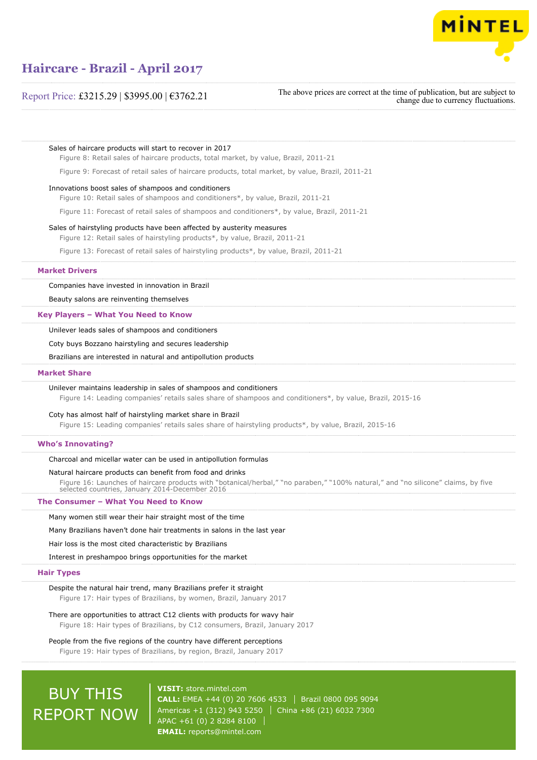Sales of haircare products will start to recover in 2017

Figure 8: Retail sales of haircare products, total market, by value, Brazil, 2011-21

Figure 9: Forecast of retail sales of haircare products, total market, by value, Brazil, 2011-21

Innovations boost sales of shampoos and conditioners

Figure 10: Retail sales of shampoos and conditioners*, by value, Brazil, 2011-21

Figure 11: Forecast of retail sales of shampoos and conditioners*, by value, Brazil, 2011-21

Sales of hairstyling products have been affected by austerity measures

Figure 12: Retail sales of hairstyling products*, by value, Brazil, 2011-21

Figure 13: Forecast of retail sales of hairstyling products*, by value, Brazil, 2011-21

## Market Drivers

Companies have invested in innovation in Brazil

Beauty salons are reinventing themselves

## Key Players – What You Need to Know

Unilever leads sales of shampoos and conditioners

Coty buys Bozzano hairstyling and secures leadership

Brazilians are interested in natural and antipollution products

## Market Share

Unilever maintains leadership in sales of shampoos and conditioners

Figure 14: Leading companies' retails sales share of shampoos and conditioners*, by value, Brazil, 2015-16

Coty has almost half of hairstyling market share in Brazil

Figure 15: Leading companies' retails sales share of hairstyling products*, by value, Brazil, 2015-16

## Who's Innovating?

Charcoal and micellar water can be used in antipollution formulas

Natural haircare products can benefit from food and drinks

Figure 16: Launches of haircare products with "botanical/herbal," "no paraben," "100% natural," and "no silicone" claims, by five selected countries, January 2014-December 2016

## The Consumer – What You Need to Know

Many women still wear their hair straight most of the time

Many Brazilians haven't done hair treatments in salons in the last year

Hair loss is the most cited characteristic by Brazilians

Interest in preshampoo brings opportunities for the market

## Hair Types

Despite the natural hair trend, many Brazilians prefer it straight

Figure 17: Hair types of Brazilians, by women, Brazil, January 2017

There are opportunities to attract C12 clients with products for wavy hair

Figure 18: Hair types of Brazilians, by C12 consumers, Brazil, January 2017

People from the five regions of the country have different perceptions

Figure 19: Hair types of Brazilians, by region, Brazil, January 2017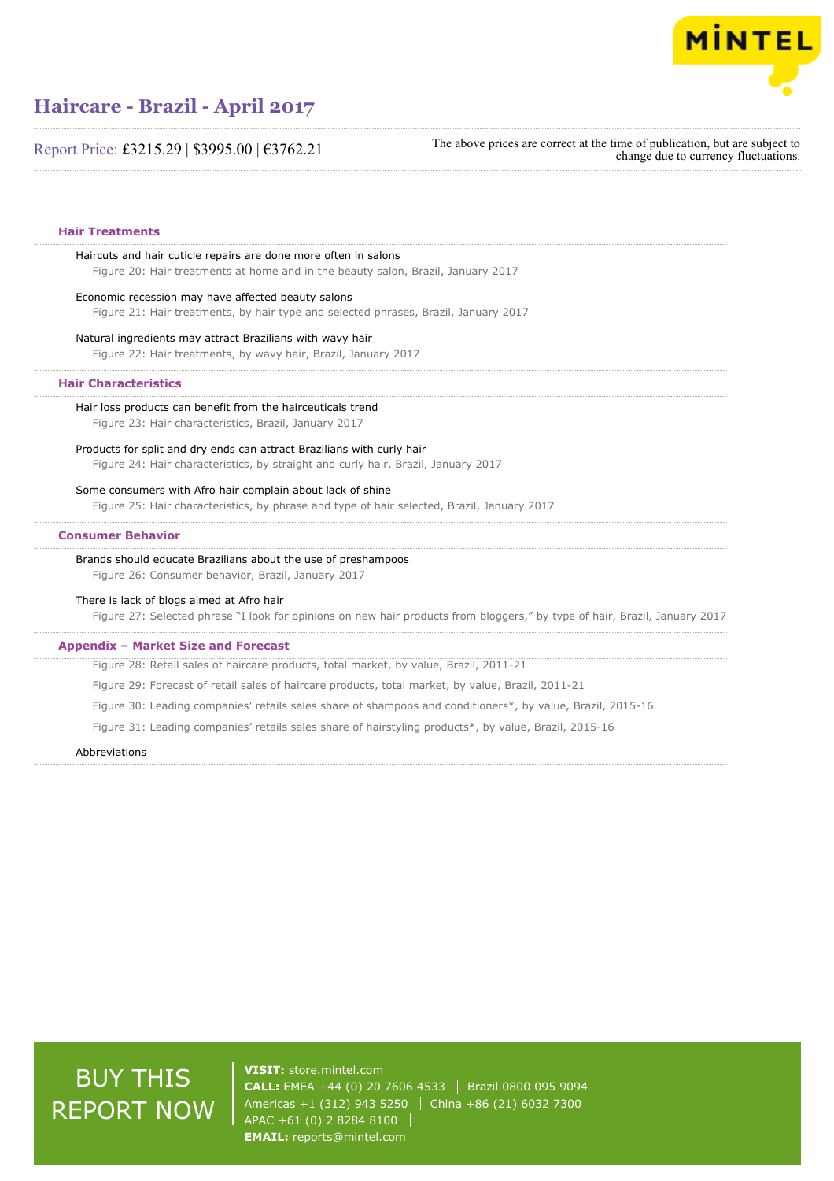# Haircare - Brazil - April 2017

Report Price: £3215.29 | $3995.00 | €3762.21

The above prices are correct at the time of publication, but are subject to change due to currency fluctuations.

## Hair Treatments

Haircuts and hair cuticle repairs are done more often in salons

Figure 20: Hair treatments at home and in the beauty salon, Brazil, January 2017

Economic recession may have affected beauty salons

Figure 21: Hair treatments, by hair type and selected phrases, Brazil, January 2017

Natural ingredients may attract Brazilians with wavy hair

Figure 22: Hair treatments, by wavy hair, Brazil, January 2017

## Hair Characteristics

Hair loss products can benefit from the hairceuticals trend

Figure 23: Hair characteristics, Brazil, January 2017

Products for split and dry ends can attract Brazilians with curly hair

Figure 24: Hair characteristics, by straight and curly hair, Brazil, January 2017

Some consumers with Afro hair complain about lack of shine

Figure 25: Hair characteristics, by phrase and type of hair selected, Brazil, January 2017

## Consumer Behavior

Brands should educate Brazilians about the use of preshampoos

Figure 26: Consumer behavior, Brazil, January 2017

There is lack of blogs aimed at Afro hair

Figure 27: Selected phrase "I look for opinions on new hair products from bloggers," by type of hair, Brazil, January 2017

## Appendix – Market Size and Forecast

Figure 28: Retail sales of haircare products, total market, by value, Brazil, 2011-21

Figure 29: Forecast of retail sales of haircare products, total market, by value, Brazil, 2011-21

Figure 30: Leading companies' retails sales share of shampoos and conditioners*, by value, Brazil, 2015-16

Figure 31: Leading companies' retails sales share of hairstyling products*, by value, Brazil, 2015-16

Abbreviations

BUY THIS REPORT NOW

**VISIT:** store.mintel.com

**CALL:** EMEA +44 (0) 20 7606 4533 | Brazil 0800 095 9094

Americas +1 (312) 943 5250 | China +86 (21) 6032 7300

APAC +61 (0) 2 8284 8100

**EMAIL:** reports@mintel.com